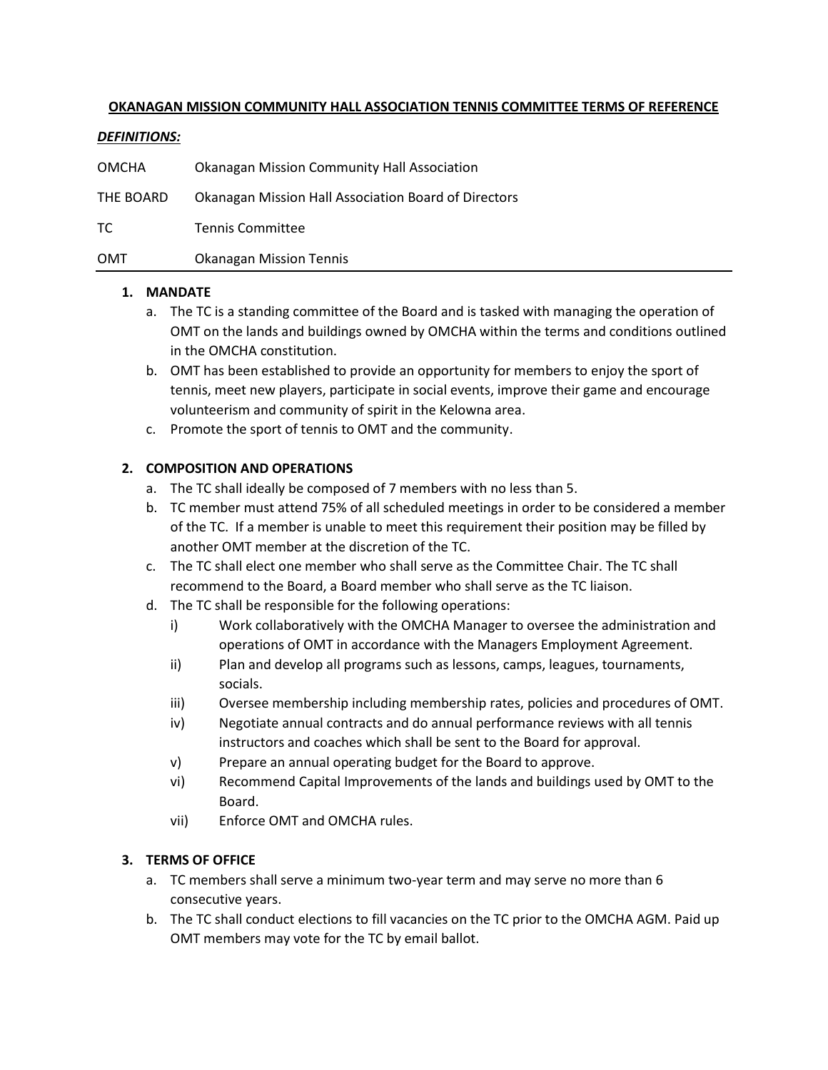# OKANAGAN MISSION COMMUNITY HALL ASSOCIATION TENNIS COMMITTEE TERMS OF REFERENCE

***DEFINITIONS:***

| | |
|---|---|
| OMCHA | Okanagan Mission Community Hall Association |
| THE BOARD | Okanagan Mission Hall Association Board of Directors |
| TC | Tennis Committee |
| OMT | Okanagan Mission Tennis |

---

1. **MANDATE**
    a. The TC is a standing committee of the Board and is tasked with managing the operation of OMT on the lands and buildings owned by OMCHA within the terms and conditions outlined in the OMCHA constitution.
    b. OMT has been established to provide an opportunity for members to enjoy the sport of tennis, meet new players, participate in social events, improve their game and encourage volunteerism and community of spirit in the Kelowna area.
    c. Promote the sport of tennis to OMT and the community.

2. **COMPOSITION AND OPERATIONS**
    a. The TC shall ideally be composed of 7 members with no less than 5.
    b. TC member must attend 75% of all scheduled meetings in order to be considered a member of the TC. If a member is unable to meet this requirement their position may be filled by another OMT member at the discretion of the TC.
    c. The TC shall elect one member who shall serve as the Committee Chair. The TC shall recommend to the Board, a Board member who shall serve as the TC liaison.
    d. The TC shall be responsible for the following operations:
        i) Work collaboratively with the OMCHA Manager to oversee the administration and operations of OMT in accordance with the Managers Employment Agreement.
        ii) Plan and develop all programs such as lessons, camps, leagues, tournaments, socials.
        iii) Oversee membership including membership rates, policies and procedures of OMT.
        iv) Negotiate annual contracts and do annual performance reviews with all tennis instructors and coaches which shall be sent to the Board for approval.
        v) Prepare an annual operating budget for the Board to approve.
        vi) Recommend Capital Improvements of the lands and buildings used by OMT to the Board.
        vii) Enforce OMT and OMCHA rules.

3. **TERMS OF OFFICE**
    a. TC members shall serve a minimum two-year term and may serve no more than 6 consecutive years.
    b. The TC shall conduct elections to fill vacancies on the TC prior to the OMCHA AGM. Paid up OMT members may vote for the TC by email ballot.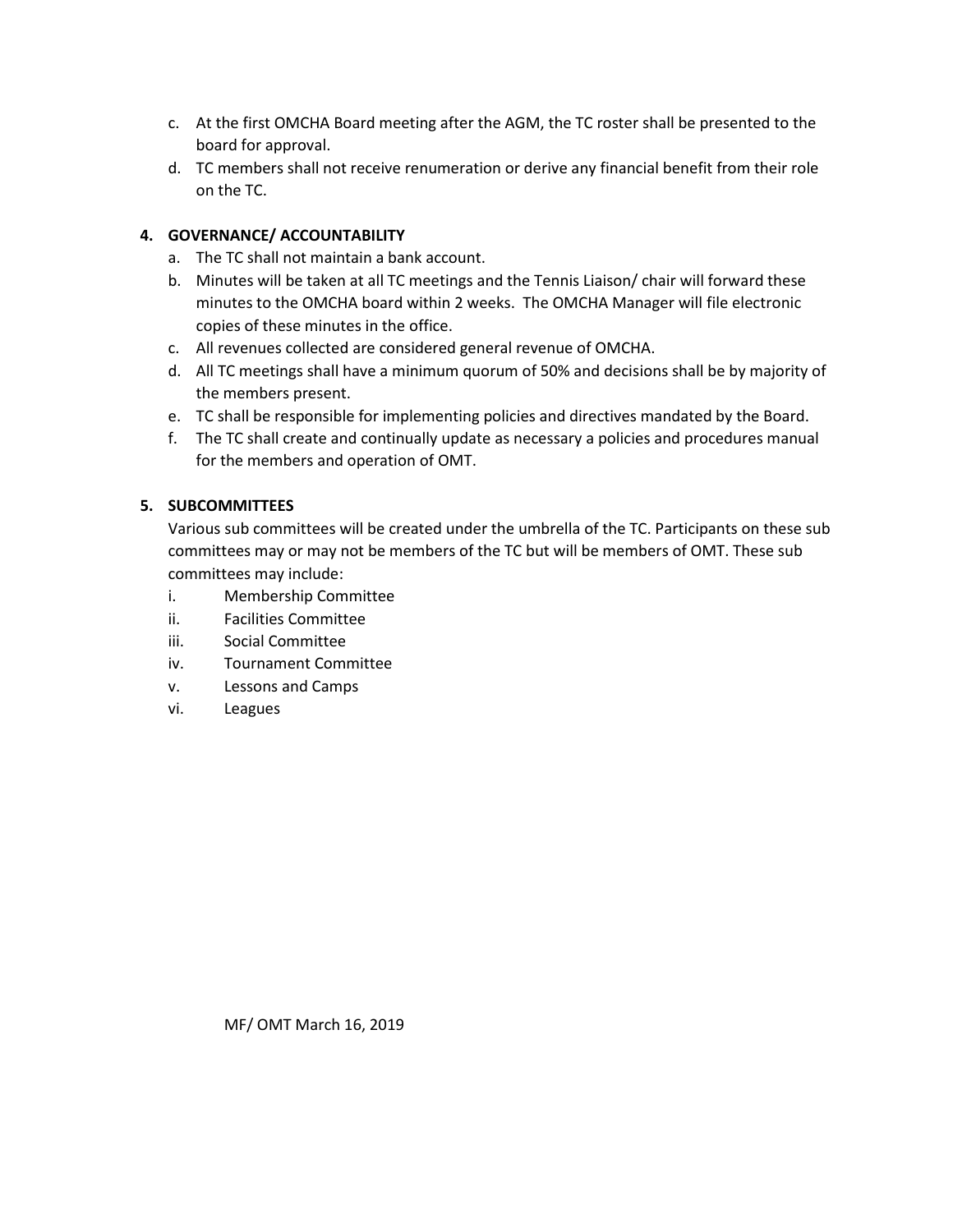c. At the first OMCHA Board meeting after the AGM, the TC roster shall be presented to the board for approval.
d. TC members shall not receive renumeration or derive any financial benefit from their role on the TC.

**4. GOVERNANCE/ ACCOUNTABILITY**

a. The TC shall not maintain a bank account.
b. Minutes will be taken at all TC meetings and the Tennis Liaison/ chair will forward these minutes to the OMCHA board within 2 weeks. The OMCHA Manager will file electronic copies of these minutes in the office.
c. All revenues collected are considered general revenue of OMCHA.
d. All TC meetings shall have a minimum quorum of 50% and decisions shall be by majority of the members present.
e. TC shall be responsible for implementing policies and directives mandated by the Board.
f. The TC shall create and continually update as necessary a policies and procedures manual for the members and operation of OMT.

**5. SUBCOMMITTEES**

Various sub committees will be created under the umbrella of the TC. Participants on these sub committees may or may not be members of the TC but will be members of OMT. These sub committees may include:

i. Membership Committee
ii. Facilities Committee
iii. Social Committee
iv. Tournament Committee
v. Lessons and Camps
vi. Leagues

MF/ OMT March 16, 2019